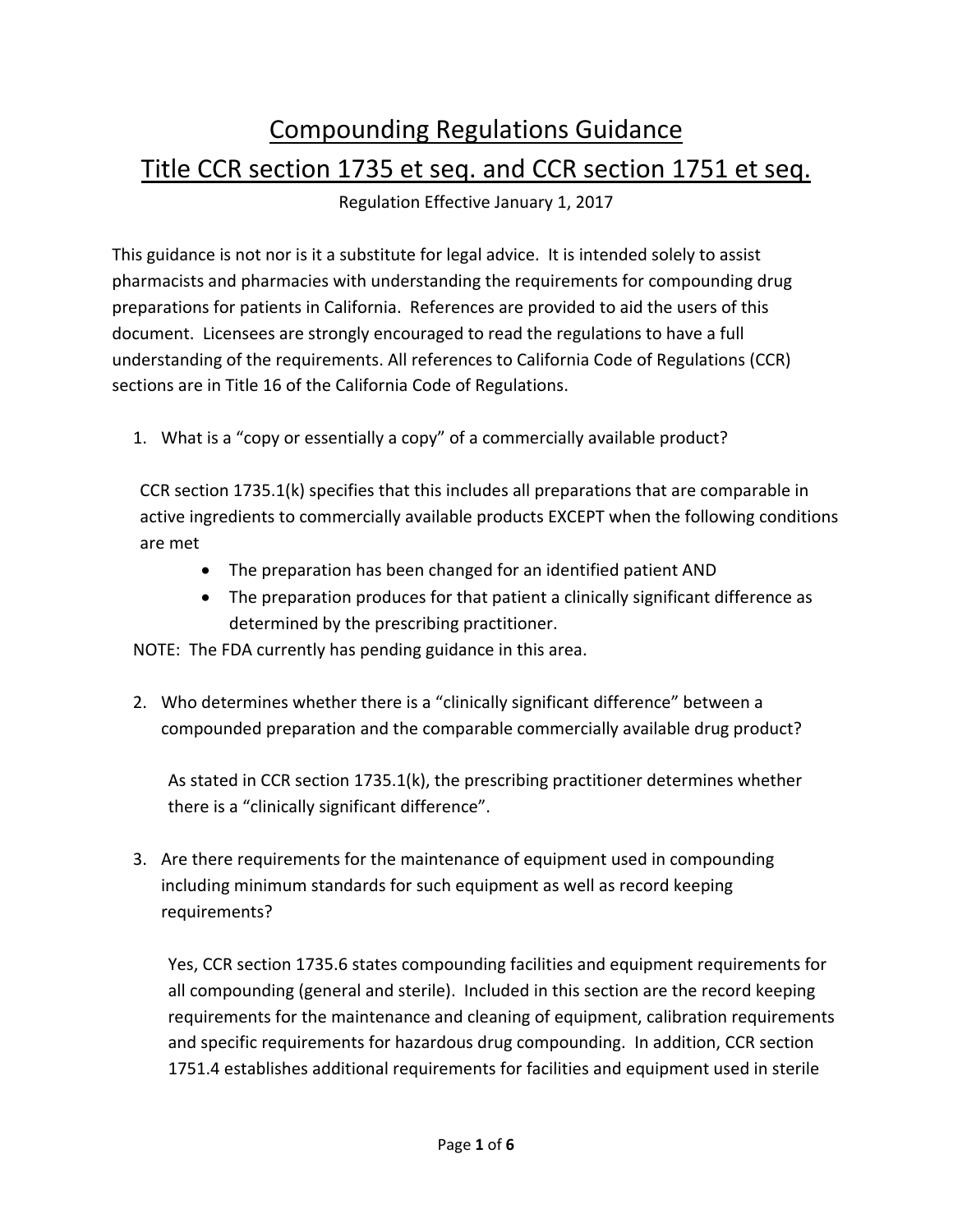# Compounding Regulations Guidance

# Title CCR section 1735 et seq. and CCR section 1751 et seq.

Regulation Effective January 1, 2017

This guidance is not nor is it a substitute for legal advice. It is intended solely to assist pharmacists and pharmacies with understanding the requirements for compounding drug preparations for patients in California. References are provided to aid the users of this document. Licensees are strongly encouraged to read the regulations to have a full understanding of the requirements. All references to California Code of Regulations (CCR) sections are in Title 16 of the California Code of Regulations.

1. What is a "copy or essentially a copy" of a commercially available product?

   CCR section 1735.1(k) specifies that this includes all preparations that are comparable in active ingredients to commercially available products EXCEPT when the following conditions are met

   - The preparation has been changed for an identified patient AND
   - The preparation produces for that patient a clinically significant difference as determined by the prescribing practitioner.

   NOTE: The FDA currently has pending guidance in this area.

2. Who determines whether there is a "clinically significant difference" between a compounded preparation and the comparable commercially available drug product?

   As stated in CCR section 1735.1(k), the prescribing practitioner determines whether there is a "clinically significant difference".

3. Are there requirements for the maintenance of equipment used in compounding including minimum standards for such equipment as well as record keeping requirements?

   Yes, CCR section 1735.6 states compounding facilities and equipment requirements for all compounding (general and sterile). Included in this section are the record keeping requirements for the maintenance and cleaning of equipment, calibration requirements and specific requirements for hazardous drug compounding. In addition, CCR section 1751.4 establishes additional requirements for facilities and equipment used in sterile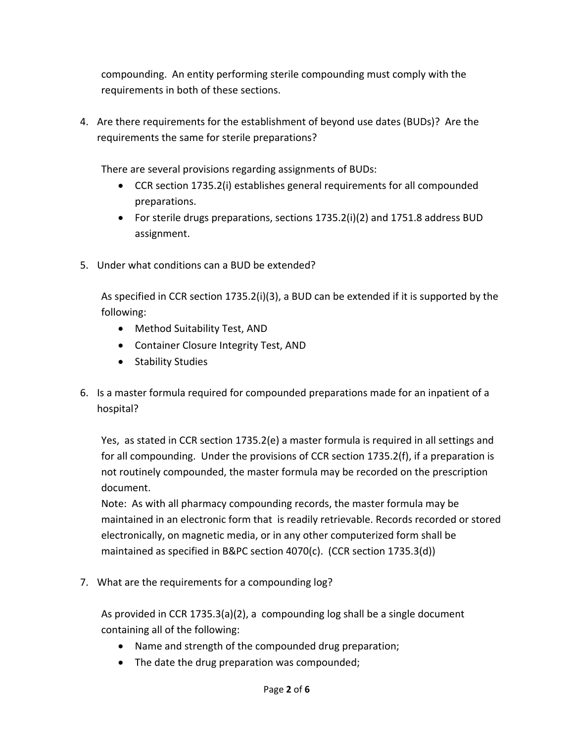compounding. An entity performing sterile compounding must comply with the requirements in both of these sections.

4. Are there requirements for the establishment of beyond use dates (BUDs)? Are the requirements the same for sterile preparations?

   There are several provisions regarding assignments of BUDs:

   - CCR section 1735.2(i) establishes general requirements for all compounded preparations.
   - For sterile drugs preparations, sections 1735.2(i)(2) and 1751.8 address BUD assignment.

5. Under what conditions can a BUD be extended?

   As specified in CCR section 1735.2(i)(3), a BUD can be extended if it is supported by the following:

   - Method Suitability Test, AND
   - Container Closure Integrity Test, AND
   - Stability Studies

6. Is a master formula required for compounded preparations made for an inpatient of a hospital?

   Yes, as stated in CCR section 1735.2(e) a master formula is required in all settings and for all compounding. Under the provisions of CCR section 1735.2(f), if a preparation is not routinely compounded, the master formula may be recorded on the prescription document.
   Note: As with all pharmacy compounding records, the master formula may be maintained in an electronic form that is readily retrievable. Records recorded or stored electronically, on magnetic media, or in any other computerized form shall be maintained as specified in B&PC section 4070(c). (CCR section 1735.3(d))

7. What are the requirements for a compounding log?

   As provided in CCR 1735.3(a)(2), a compounding log shall be a single document containing all of the following:

   - Name and strength of the compounded drug preparation;
   - The date the drug preparation was compounded;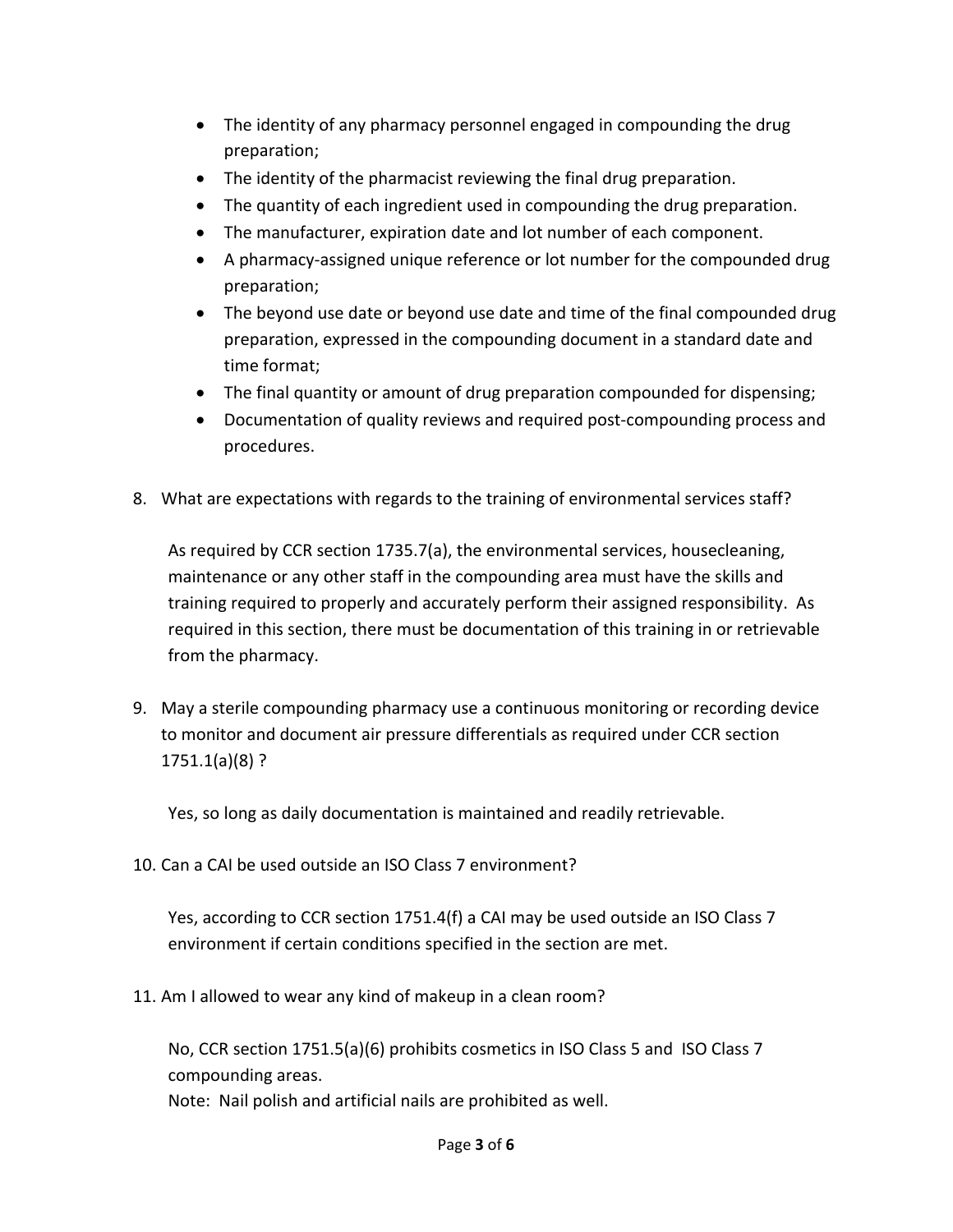- The identity of any pharmacy personnel engaged in compounding the drug preparation;
- The identity of the pharmacist reviewing the final drug preparation.
- The quantity of each ingredient used in compounding the drug preparation.
- The manufacturer, expiration date and lot number of each component.
- A pharmacy-assigned unique reference or lot number for the compounded drug preparation;
- The beyond use date or beyond use date and time of the final compounded drug preparation, expressed in the compounding document in a standard date and time format;
- The final quantity or amount of drug preparation compounded for dispensing;
- Documentation of quality reviews and required post-compounding process and procedures.

8. What are expectations with regards to the training of environmental services staff?

   As required by CCR section 1735.7(a), the environmental services, housecleaning, maintenance or any other staff in the compounding area must have the skills and training required to properly and accurately perform their assigned responsibility. As required in this section, there must be documentation of this training in or retrievable from the pharmacy.

9. May a sterile compounding pharmacy use a continuous monitoring or recording device to monitor and document air pressure differentials as required under CCR section 1751.1(a)(8) ?

   Yes, so long as daily documentation is maintained and readily retrievable.

10. Can a CAI be used outside an ISO Class 7 environment?

    Yes, according to CCR section 1751.4(f) a CAI may be used outside an ISO Class 7 environment if certain conditions specified in the section are met.

11. Am I allowed to wear any kind of makeup in a clean room?

    No, CCR section 1751.5(a)(6) prohibits cosmetics in ISO Class 5 and ISO Class 7 compounding areas.
    Note: Nail polish and artificial nails are prohibited as well.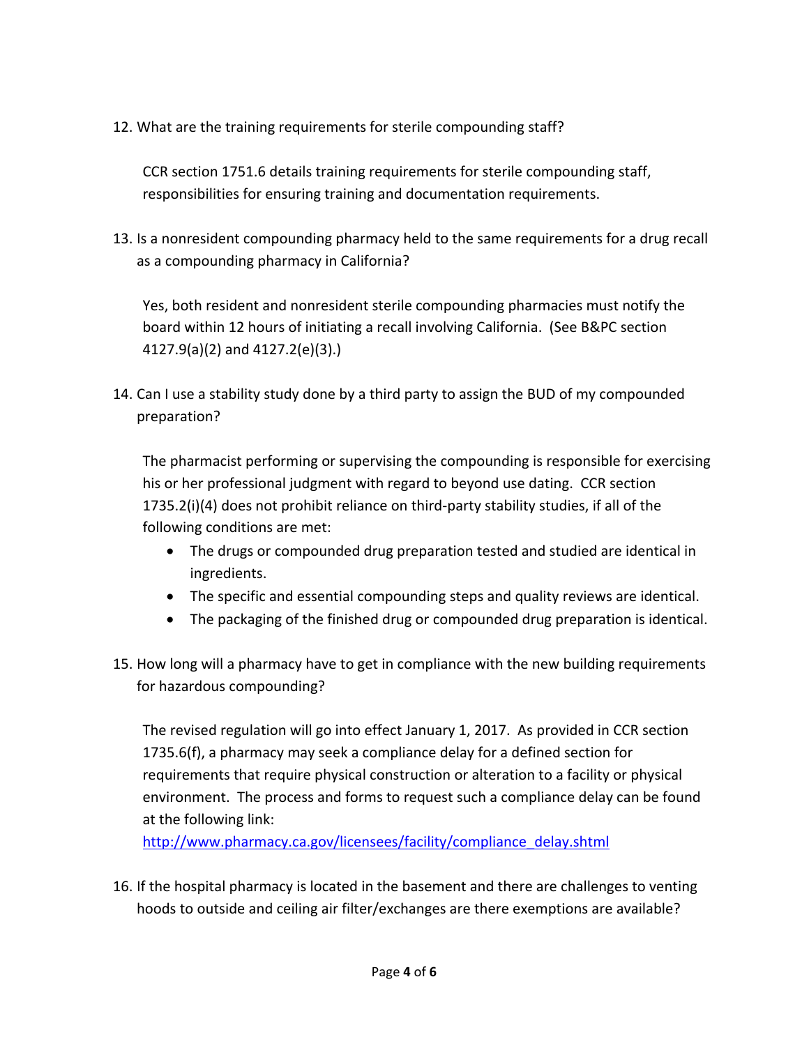12. What are the training requirements for sterile compounding staff?

    CCR section 1751.6 details training requirements for sterile compounding staff, responsibilities for ensuring training and documentation requirements.

13. Is a nonresident compounding pharmacy held to the same requirements for a drug recall as a compounding pharmacy in California?

    Yes, both resident and nonresident sterile compounding pharmacies must notify the board within 12 hours of initiating a recall involving California. (See B&PC section 4127.9(a)(2) and 4127.2(e)(3).)

14. Can I use a stability study done by a third party to assign the BUD of my compounded preparation?

    The pharmacist performing or supervising the compounding is responsible for exercising his or her professional judgment with regard to beyond use dating. CCR section 1735.2(i)(4) does not prohibit reliance on third-party stability studies, if all of the following conditions are met:

    - The drugs or compounded drug preparation tested and studied are identical in ingredients.
    - The specific and essential compounding steps and quality reviews are identical.
    - The packaging of the finished drug or compounded drug preparation is identical.

15. How long will a pharmacy have to get in compliance with the new building requirements for hazardous compounding?

    The revised regulation will go into effect January 1, 2017. As provided in CCR section 1735.6(f), a pharmacy may seek a compliance delay for a defined section for requirements that require physical construction or alteration to a facility or physical environment. The process and forms to request such a compliance delay can be found at the following link:
    [http://www.pharmacy.ca.gov/licensees/facility/compliance_delay.shtml](http://www.pharmacy.ca.gov/licensees/facility/compliance_delay.shtml)

16. If the hospital pharmacy is located in the basement and there are challenges to venting hoods to outside and ceiling air filter/exchanges are there exemptions are available?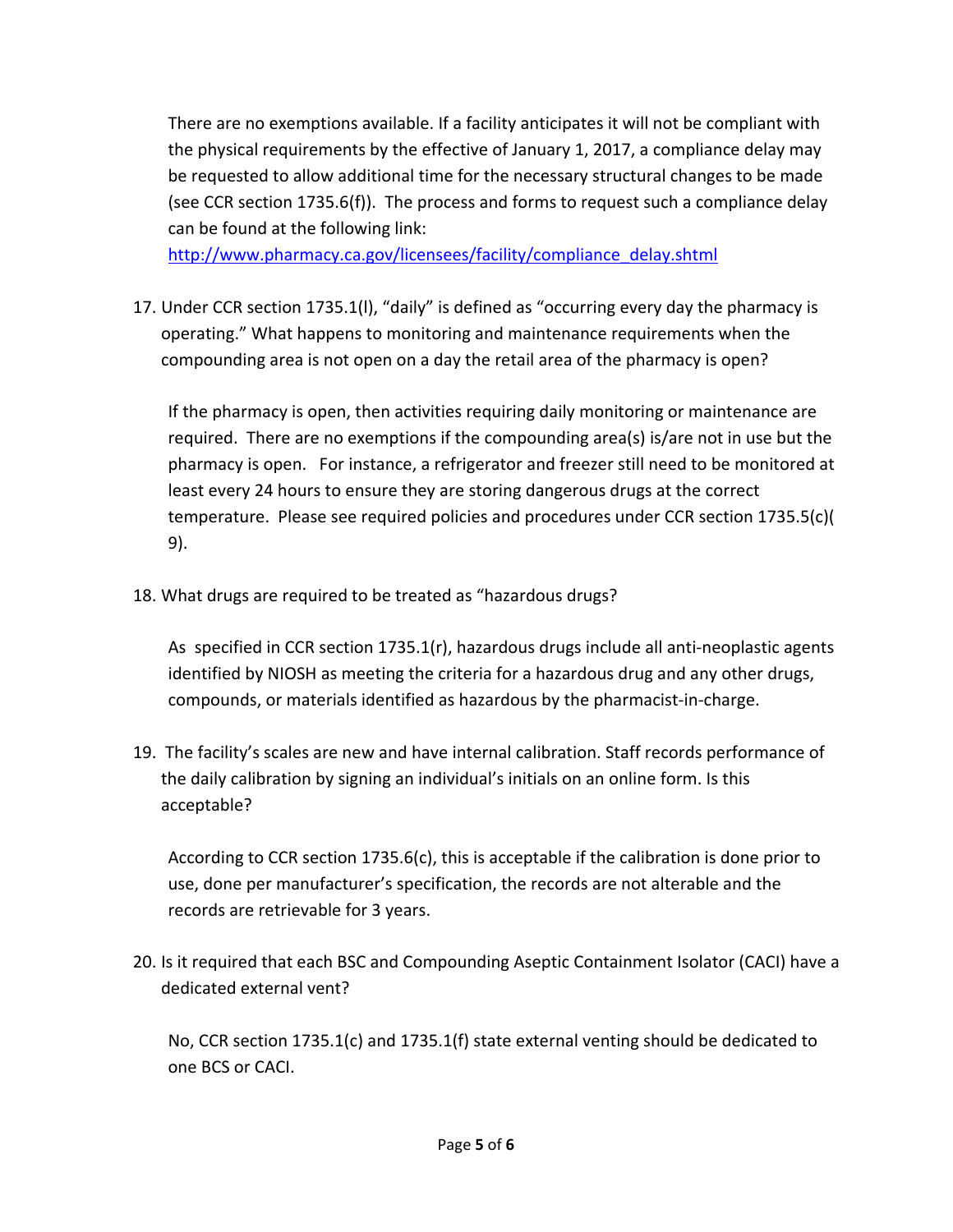There are no exemptions available. If a facility anticipates it will not be compliant with the physical requirements by the effective of January 1, 2017, a compliance delay may be requested to allow additional time for the necessary structural changes to be made (see CCR section 1735.6(f)). The process and forms to request such a compliance delay can be found at the following link: [http://www.pharmacy.ca.gov/licensees/facility/compliance_delay.shtml](http://www.pharmacy.ca.gov/licensees/facility/compliance_delay.shtml)

17. Under CCR section 1735.1(l), "daily" is defined as "occurring every day the pharmacy is operating." What happens to monitoring and maintenance requirements when the compounding area is not open on a day the retail area of the pharmacy is open?

    If the pharmacy is open, then activities requiring daily monitoring or maintenance are required. There are no exemptions if the compounding area(s) is/are not in use but the pharmacy is open. For instance, a refrigerator and freezer still need to be monitored at least every 24 hours to ensure they are storing dangerous drugs at the correct temperature. Please see required policies and procedures under CCR section 1735.5(c)( 9).

18. What drugs are required to be treated as "hazardous drugs?

    As specified in CCR section 1735.1(r), hazardous drugs include all anti-neoplastic agents identified by NIOSH as meeting the criteria for a hazardous drug and any other drugs, compounds, or materials identified as hazardous by the pharmacist-in-charge.

19. The facility's scales are new and have internal calibration. Staff records performance of the daily calibration by signing an individual's initials on an online form. Is this acceptable?

    According to CCR section 1735.6(c), this is acceptable if the calibration is done prior to use, done per manufacturer's specification, the records are not alterable and the records are retrievable for 3 years.

20. Is it required that each BSC and Compounding Aseptic Containment Isolator (CACI) have a dedicated external vent?

    No, CCR section 1735.1(c) and 1735.1(f) state external venting should be dedicated to one BCS or CACI.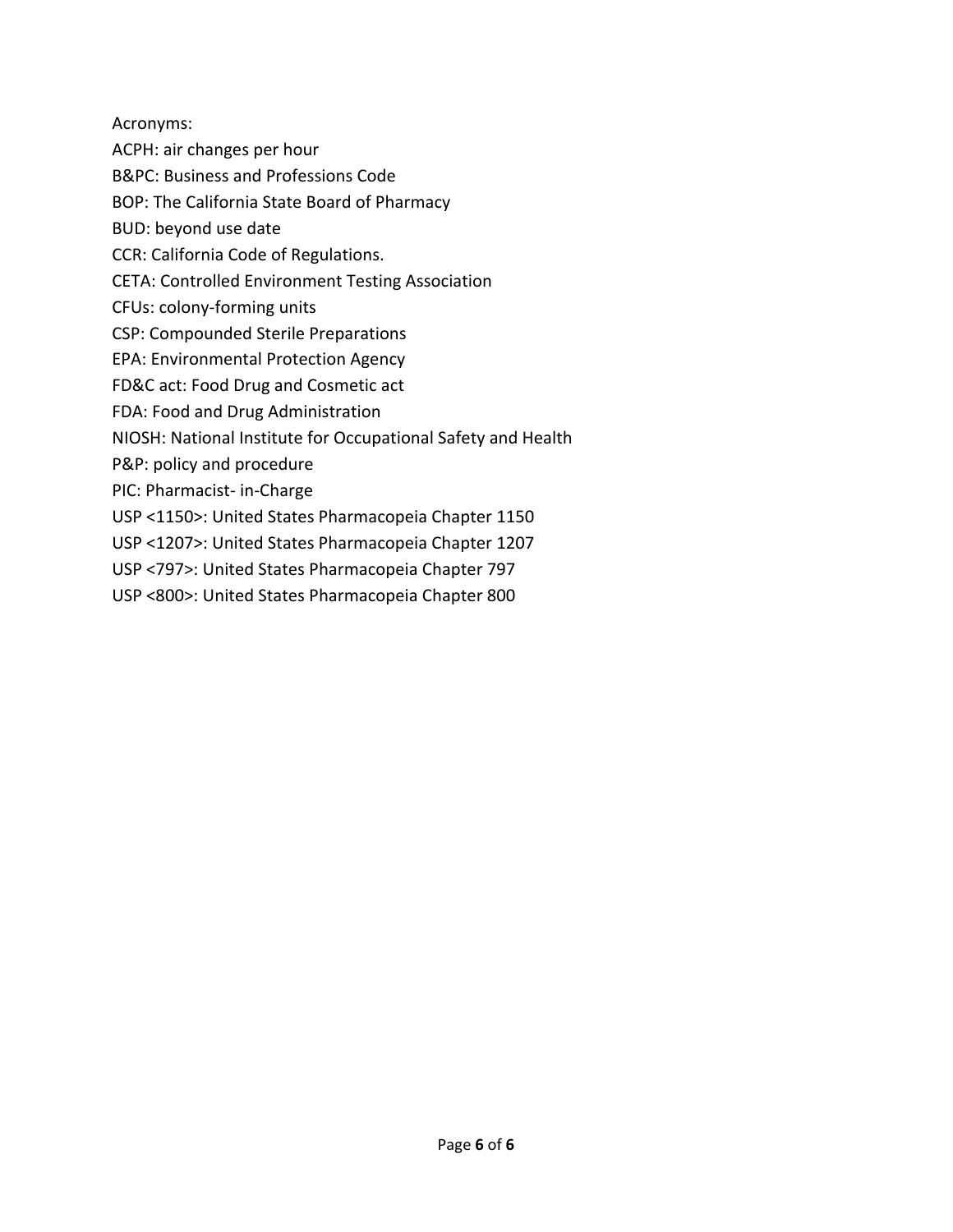Acronyms:

ACPH: air changes per hour

B&PC: Business and Professions Code

BOP: The California State Board of Pharmacy

BUD: beyond use date

CCR: California Code of Regulations.

CETA: Controlled Environment Testing Association

CFUs: colony-forming units

CSP: Compounded Sterile Preparations

EPA: Environmental Protection Agency

FD&C act: Food Drug and Cosmetic act

FDA: Food and Drug Administration

NIOSH: National Institute for Occupational Safety and Health

P&P: policy and procedure

PIC: Pharmacist- in-Charge

USP <1150>: United States Pharmacopeia Chapter 1150

USP <1207>: United States Pharmacopeia Chapter 1207

USP <797>: United States Pharmacopeia Chapter 797

USP <800>: United States Pharmacopeia Chapter 800